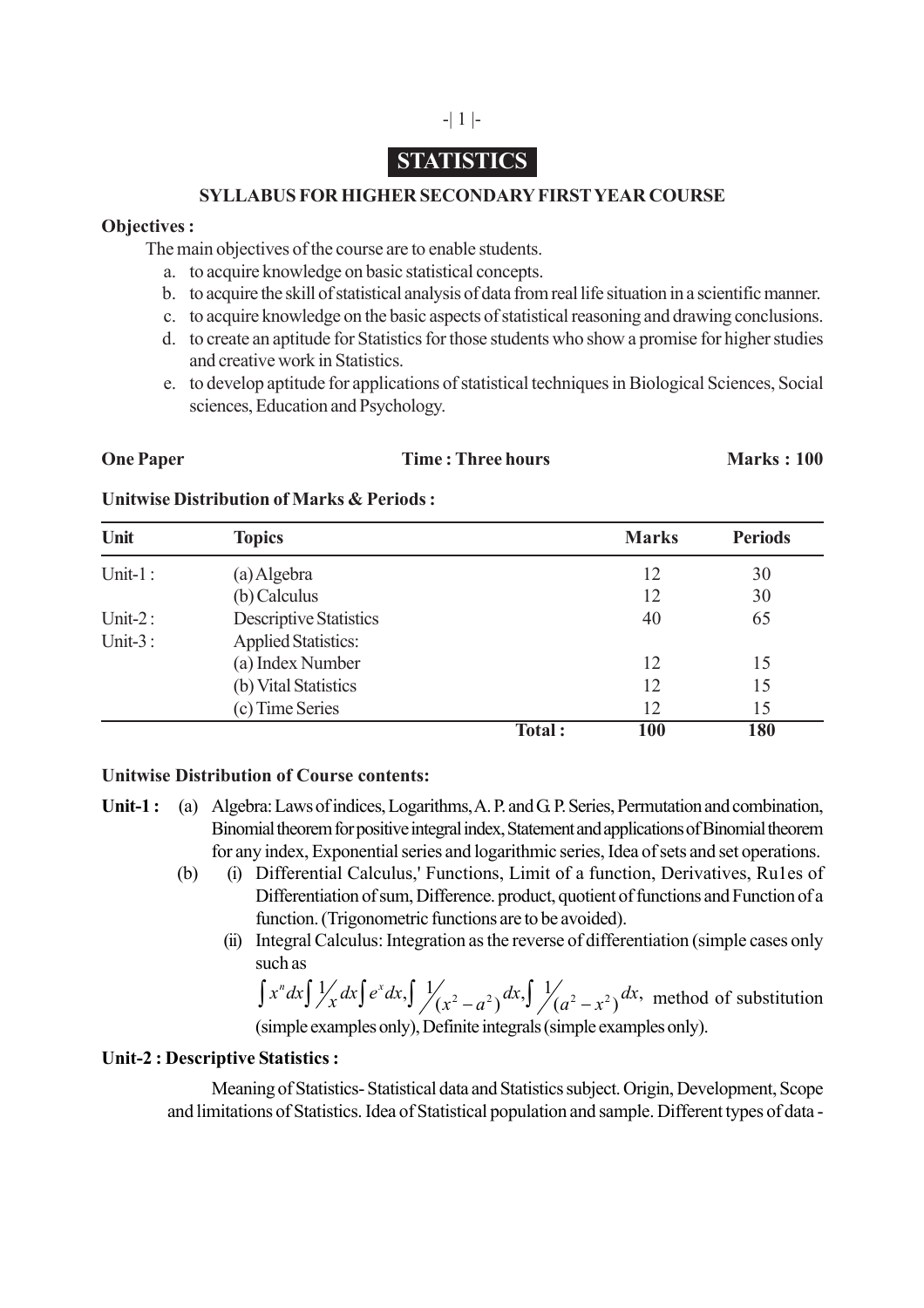# STATISTICS

## SYLLABUS FOR HIGHER SECONDARY FIRST YEAR COURSE

**Objectives :**

The main objectives of the course are to enable students.

a. to acquire knowledge on basic statistical concepts.
b. to acquire the skill of statistical analysis of data from real life situation in a scientific manner.
c. to acquire knowledge on the basic aspects of statistical reasoning and drawing conclusions.
d. to create an aptitude for Statistics for those students who show a promise for higher studies and creative work in Statistics.
e. to develop aptitude for applications of statistical techniques in Biological Sciences, Social sciences, Education and Psychology.

**One Paper** **Time : Three hours** **Marks : 100**

**Unitwise Distribution of Marks & Periods :**

| Unit | Topics | Marks | Periods |
|---|---|---|---|
| Unit-1 : | (a) Algebra | 12 | 30 |
| | (b) Calculus | 12 | 30 |
| Unit-2 : | Descriptive Statistics | 40 | 65 |
| Unit-3 : | Applied Statistics: | | |
| | (a) Index Number | 12 | 15 |
| | (b) Vital Statistics | 12 | 15 |
| | (c) Time Series | 12 | 15 |
| | **Total :** | **100** | **180** |

**Unitwise Distribution of Course contents:**

**Unit-1 :** (a) Algebra: Laws of indices, Logarithms, A. P. and G. P. Series, Permutation and combination, Binomial theorem for positive integral index, Statement and applications of Binomial theorem for any index, Exponential series and logarithmic series, Idea of sets and set operations.

(b) (i) Differential Calculus,' Functions, Limit of a function, Derivatives, Ru1es of Differentiation of sum, Difference. product, quotient of functions and Function of a function. (Trigonometric functions are to be avoided).

(ii) Integral Calculus: Integration as the reverse of differentiation (simple cases only such as $\int x^n dx \int \frac{1}{x} dx \int e^x dx, \int \frac{1}{(x^2 - a^2)} dx, \int \frac{1}{(a^2 - x^2)} dx,$ method of substitution (simple examples only), Definite integrals (simple examples only).

**Unit-2 : Descriptive Statistics :**

Meaning of Statistics- Statistical data and Statistics subject. Origin, Development, Scope and limitations of Statistics. Idea of Statistical population and sample. Different types of data -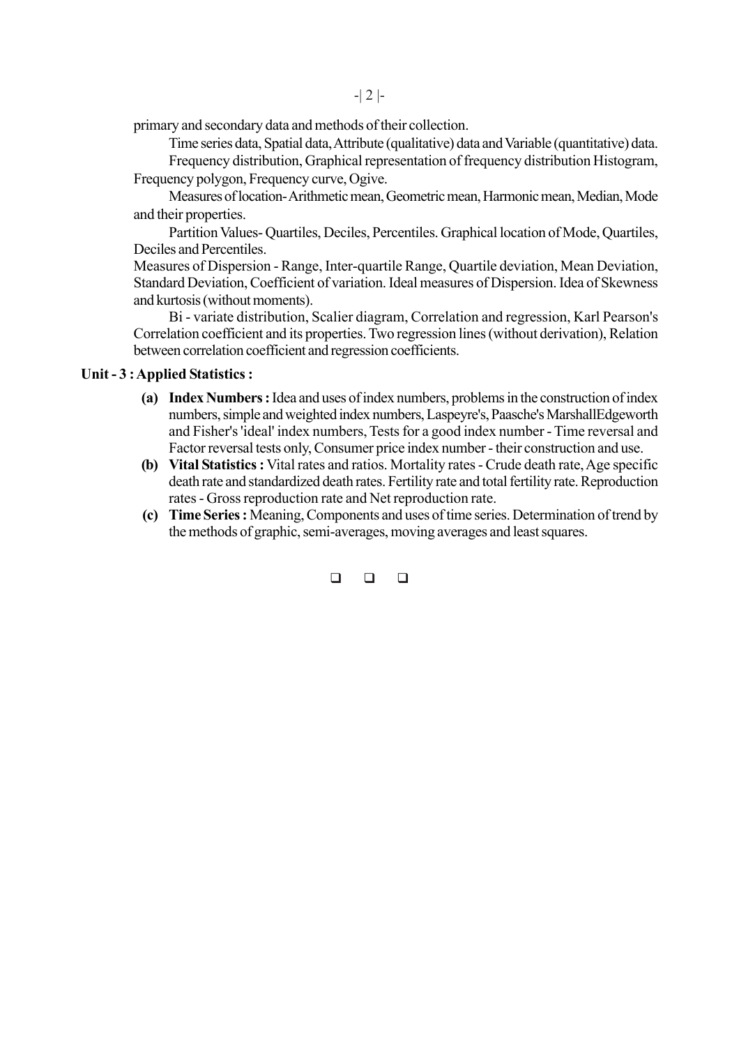primary and secondary data and methods of their collection.

Time series data, Spatial data, Attribute (qualitative) data and Variable (quantitative) data.

Frequency distribution, Graphical representation of frequency distribution Histogram, Frequency polygon, Frequency curve, Ogive.

Measures of location- Arithmetic mean, Geometric mean, Harmonic mean, Median, Mode and their properties.

Partition Values- Quartiles, Deciles, Percentiles. Graphical location of Mode, Quartiles, Deciles and Percentiles.

Measures of Dispersion - Range, Inter-quartile Range, Quartile deviation, Mean Deviation, Standard Deviation, Coefficient of variation. Ideal measures of Dispersion. Idea of Skewness and kurtosis (without moments).

Bi - variate distribution, Scalier diagram, Correlation and regression, Karl Pearson's Correlation coefficient and its properties. Two regression lines (without derivation), Relation between correlation coefficient and regression coefficients.

**Unit - 3 : Applied Statistics :**

- **(a) Index Numbers :** Idea and uses of index numbers, problems in the construction of index numbers, simple and weighted index numbers, Laspeyre's, Paasche's MarshallEdgeworth and Fisher's 'ideal' index numbers, Tests for a good index number - Time reversal and Factor reversal tests only, Consumer price index number - their construction and use.
- **(b) Vital Statistics :** Vital rates and ratios. Mortality rates - Crude death rate, Age specific death rate and standardized death rates. Fertility rate and total fertility rate. Reproduction rates - Gross reproduction rate and Net reproduction rate.
- **(c) Time Series :** Meaning, Components and uses of time series. Determination of trend by the methods of graphic, semi-averages, moving averages and least squares.

❑ ❑ ❑